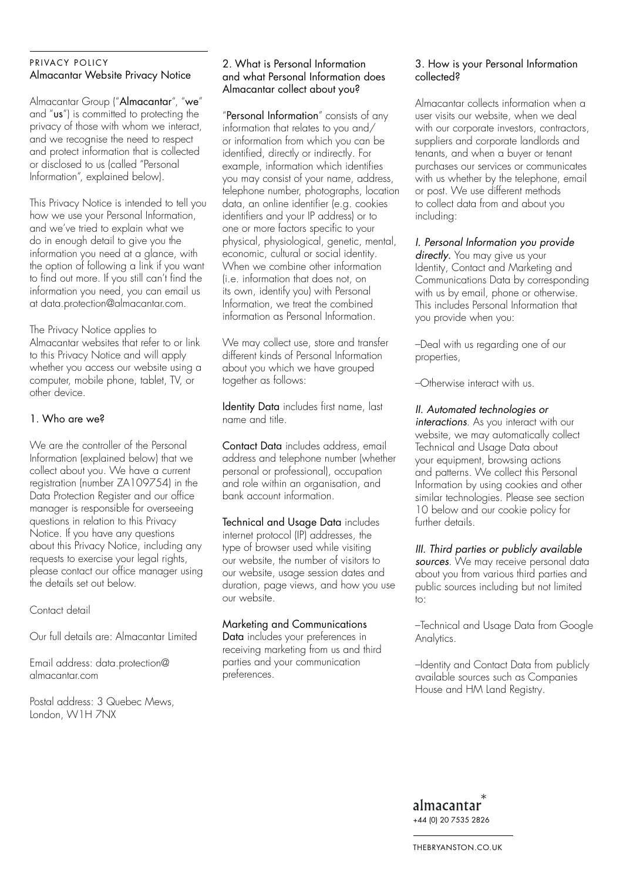PRIVACY POLICY

# Almacantar Website Privacy Notice

Almacantar Group ("**Almacantar**", "**we**" and "**us**") is committed to protecting the privacy of those with whom we interact, and we recognise the need to respect and protect information that is collected or disclosed to us (called "Personal Information", explained below).

This Privacy Notice is intended to tell you how we use your Personal Information, and we've tried to explain what we do in enough detail to give you the information you need at a glance, with the option of following a link if you want to find out more. If you still can't find the information you need, you can email us at data.protection@almacantar.com.

The Privacy Notice applies to Almacantar websites that refer to or link to this Privacy Notice and will apply whether you access our website using a computer, mobile phone, tablet, TV, or other device.

## 1. Who are we?

We are the controller of the Personal Information (explained below) that we collect about you. We have a current registration (number ZA109754) in the Data Protection Register and our office manager is responsible for overseeing questions in relation to this Privacy Notice. If you have any questions about this Privacy Notice, including any requests to exercise your legal rights, please contact our office manager using the details set out below.

Contact detail

Our full details are: Almacantar Limited

Email address: data.protection@almacantar.com

Postal address: 3 Quebec Mews, London, W1H 7NX

## 2. What is Personal Information and what Personal Information does Almacantar collect about you?

"**Personal Information**" consists of any information that relates to you and/or information from which you can be identified, directly or indirectly. For example, information which identifies you may consist of your name, address, telephone number, photographs, location data, an online identifier (e.g. cookies identifiers and your IP address) or to one or more factors specific to your physical, physiological, genetic, mental, economic, cultural or social identity. When we combine other information (i.e. information that does not, on its own, identify you) with Personal Information, we treat the combined information as Personal Information.

We may collect use, store and transfer different kinds of Personal Information about you which we have grouped together as follows:

**Identity Data** includes first name, last name and title.

**Contact Data** includes address, email address and telephone number (whether personal or professional), occupation and role within an organisation, and bank account information.

**Technical and Usage Data** includes internet protocol (IP) addresses, the type of browser used while visiting our website, the number of visitors to our website, usage session dates and duration, page views, and how you use our website.

**Marketing and Communications Data** includes your preferences in receiving marketing from us and third parties and your communication preferences.

## 3. How is your Personal Information collected?

Almacantar collects information when a user visits our website, when we deal with our corporate investors, contractors, suppliers and corporate landlords and tenants, and when a buyer or tenant purchases our services or communicates with us whether by the telephone, email or post. We use different methods to collect data from and about you including:

*I. Personal Information you provide directly.* You may give us your Identity, Contact and Marketing and Communications Data by corresponding with us by email, phone or otherwise. This includes Personal Information that you provide when you:

–Deal with us regarding one of our properties,

–Otherwise interact with us.

*II. Automated technologies or interactions*. As you interact with our website, we may automatically collect Technical and Usage Data about your equipment, browsing actions and patterns. We collect this Personal Information by using cookies and other similar technologies. Please see section 10 below and our cookie policy for further details.

*III. Third parties or publicly available sources*. We may receive personal data about you from various third parties and public sources including but not limited to:

–Technical and Usage Data from Google Analytics.

–Identity and Contact Data from publicly available sources such as Companies House and HM Land Registry.

almacantar*
+44 (0) 20 7535 2826

THEBRYANSTON.CO.UK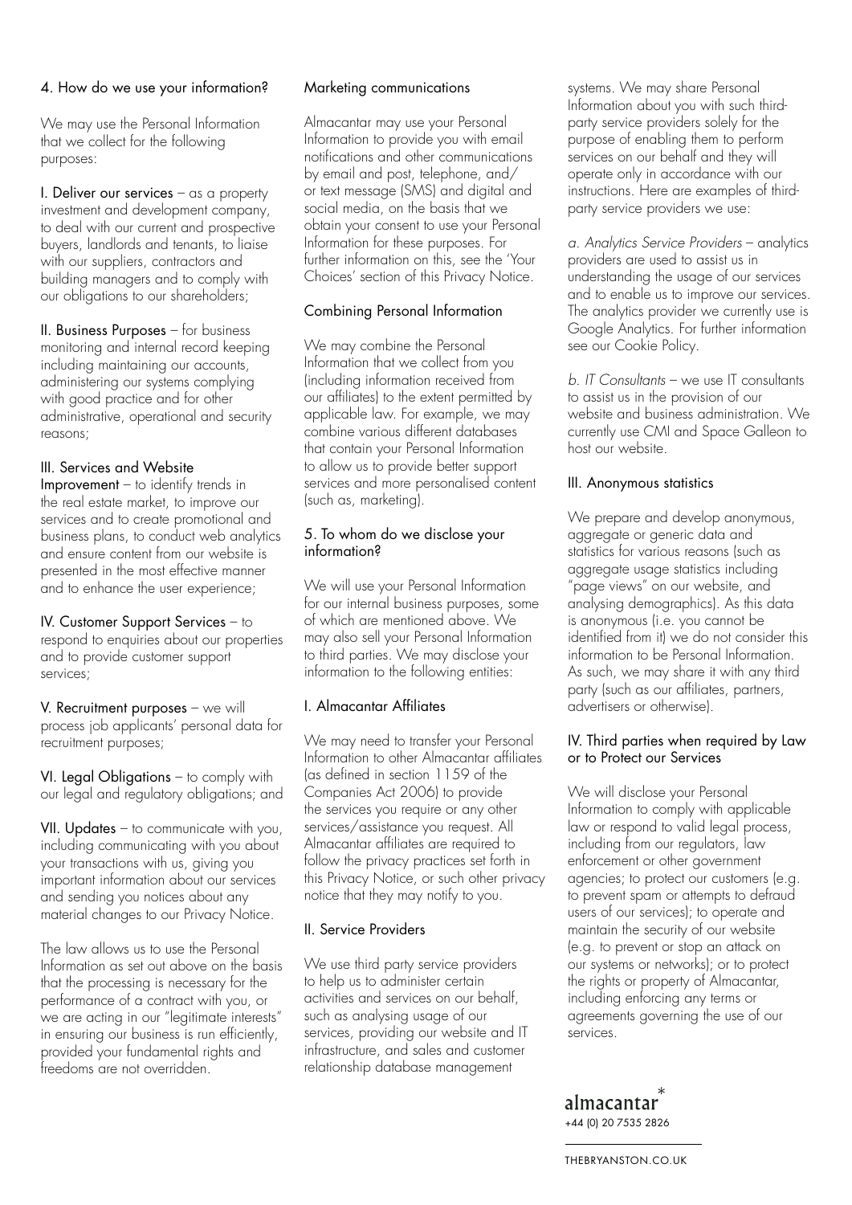## 4. How do we use your information?

We may use the Personal Information that we collect for the following purposes:

I. **Deliver our services** – as a property investment and development company, to deal with our current and prospective buyers, landlords and tenants, to liaise with our suppliers, contractors and building managers and to comply with our obligations to our shareholders;

II. **Business Purposes** – for business monitoring and internal record keeping including maintaining our accounts, administering our systems complying with good practice and for other administrative, operational and security reasons;

III. **Services and Website Improvement** – to identify trends in the real estate market, to improve our services and to create promotional and business plans, to conduct web analytics and ensure content from our website is presented in the most effective manner and to enhance the user experience;

IV. **Customer Support Services** – to respond to enquiries about our properties and to provide customer support services;

V. **Recruitment purposes** – we will process job applicants' personal data for recruitment purposes;

VI. **Legal Obligations** – to comply with our legal and regulatory obligations; and

VII. **Updates** – to communicate with you, including communicating with you about your transactions with us, giving you important information about our services and sending you notices about any material changes to our Privacy Notice.

The law allows us to use the Personal Information as set out above on the basis that the processing is necessary for the performance of a contract with you, or we are acting in our "legitimate interests" in ensuring our business is run efficiently, provided your fundamental rights and freedoms are not overridden.

### Marketing communications

Almacantar may use your Personal Information to provide you with email notifications and other communications by email and post, telephone, and/or text message (SMS) and digital and social media, on the basis that we obtain your consent to use your Personal Information for these purposes. For further information on this, see the 'Your Choices' section of this Privacy Notice.

### Combining Personal Information

We may combine the Personal Information that we collect from you (including information received from our affiliates) to the extent permitted by applicable law. For example, we may combine various different databases that contain your Personal Information to allow us to provide better support services and more personalised content (such as, marketing).

## 5. To whom do we disclose your information?

We will use your Personal Information for our internal business purposes, some of which are mentioned above. We may also sell your Personal Information to third parties. We may disclose your information to the following entities:

### I. Almacantar Affiliates

We may need to transfer your Personal Information to other Almacantar affiliates (as defined in section 1159 of the Companies Act 2006) to provide the services you require or any other services/assistance you request. All Almacantar affiliates are required to follow the privacy practices set forth in this Privacy Notice, or such other privacy notice that they may notify to you.

### II. Service Providers

We use third party service providers to help us to administer certain activities and services on our behalf, such as analysing usage of our services, providing our website and IT infrastructure, and sales and customer relationship database management systems. We may share Personal Information about you with such third-party service providers solely for the purpose of enabling them to perform services on our behalf and they will operate only in accordance with our instructions. Here are examples of third-party service providers we use:

*a. Analytics Service Providers* – analytics providers are used to assist us in understanding the usage of our services and to enable us to improve our services. The analytics provider we currently use is Google Analytics. For further information see our Cookie Policy.

*b. IT Consultants* – we use IT consultants to assist us in the provision of our website and business administration. We currently use CMI and Space Galleon to host our website.

### III. Anonymous statistics

We prepare and develop anonymous, aggregate or generic data and statistics for various reasons (such as aggregate usage statistics including "page views" on our website, and analysing demographics). As this data is anonymous (i.e. you cannot be identified from it) we do not consider this information to be Personal Information. As such, we may share it with any third party (such as our affiliates, partners, advertisers or otherwise).

### IV. Third parties when required by Law or to Protect our Services

We will disclose your Personal Information to comply with applicable law or respond to valid legal process, including from our regulators, law enforcement or other government agencies; to protect our customers (e.g. to prevent spam or attempts to defraud users of our services); to operate and maintain the security of our website (e.g. to prevent or stop an attack on our systems or networks); or to protect the rights or property of Almacantar, including enforcing any terms or agreements governing the use of our services.

almacantar*
+44 (0) 20 7535 2826

THEBRYANSTON.CO.UK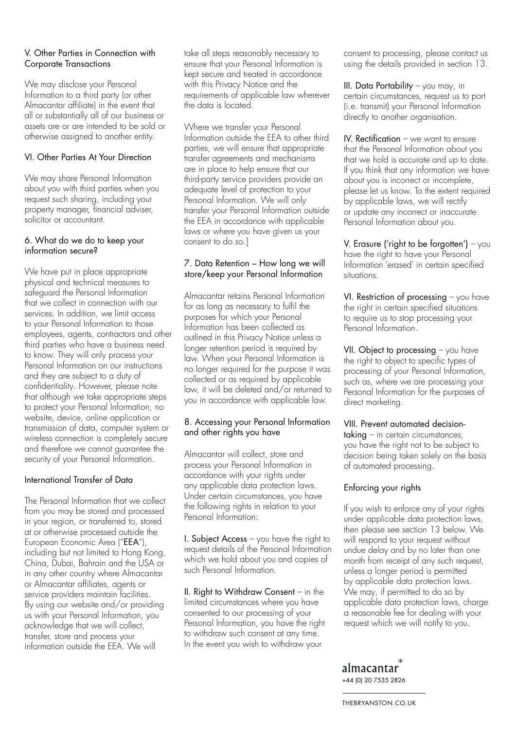### V. Other Parties in Connection with Corporate Transactions

We may disclose your Personal Information to a third party (or other Almacantar affiliate) in the event that all or substantially all of our business or assets are or are intended to be sold or otherwise assigned to another entity.

### VI. Other Parties At Your Direction

We may share Personal Information about you with third parties when you request such sharing, including your property manager, financial adviser, solicitor or accountant.

## 6. What do we do to keep your information secure?

We have put in place appropriate physical and technical measures to safeguard the Personal Information that we collect in connection with our services. In addition, we limit access to your Personal Information to those employees, agents, contractors and other third parties who have a business need to know. They will only process your Personal Information on our instructions and they are subject to a duty of confidentiality. However, please note that although we take appropriate steps to protect your Personal Information, no website, device, online application or transmission of data, computer system or wireless connection is completely secure and therefore we cannot guarantee the security of your Personal Information.

### International Transfer of Data

The Personal Information that we collect from you may be stored and processed in your region, or transferred to, stored at or otherwise processed outside the European Economic Area ("**EEA**"), including but not limited to Hong Kong, China, Dubai, Bahrain and the USA or in any other country where Almacantar or Almacantar affiliates, agents or service providers maintain facilities. By using our website and/or providing us with your Personal Information, you acknowledge that we will collect, transfer, store and process your information outside the EEA. We will take all steps reasonably necessary to ensure that your Personal Information is kept secure and treated in accordance with this Privacy Notice and the requirements of applicable law wherever the data is located.

Where we transfer your Personal Information outside the EEA to other third parties, we will ensure that appropriate transfer agreements and mechanisms are in place to help ensure that our third-party service providers provide an adequate level of protection to your Personal Information. We will only transfer your Personal Information outside the EEA in accordance with applicable laws or where you have given us your consent to do so.]

## 7. Data Retention – How long we will store/keep your Personal Information

Almacantar retains Personal Information for as long as necessary to fulfil the purposes for which your Personal Information has been collected as outlined in this Privacy Notice unless a longer retention period is required by law. When your Personal Information is no longer required for the purpose it was collected or as required by applicable law, it will be deleted and/or returned to you in accordance with applicable law.

## 8. Accessing your Personal Information and other rights you have

Almacantar will collect, store and process your Personal Information in accordance with your rights under any applicable data protection laws. Under certain circumstances, you have the following rights in relation to your Personal Information:

**I. Subject Access** – you have the right to request details of the Personal Information which we hold about you and copies of such Personal Information.

**II. Right to Withdraw Consent** – in the limited circumstances where you have consented to our processing of your Personal Information, you have the right to withdraw such consent at any time. In the event you wish to withdraw your consent to processing, please contact us using the details provided in section 13.

**III. Data Portability** – you may, in certain circumstances, request us to port (i.e. transmit) your Personal Information directly to another organisation.

**IV. Rectification** – we want to ensure that the Personal Information about you that we hold is accurate and up to date. If you think that any information we have about you is incorrect or incomplete, please let us know. To the extent required by applicable laws, we will rectify or update any incorrect or inaccurate Personal Information about you.

**V. Erasure ('right to be forgotten')** – you have the right to have your Personal Information 'erased' in certain specified situations.

**VI. Restriction of processing** – you have the right in certain specified situations to require us to stop processing your Personal Information.

**VII. Object to processing** – you have the right to object to specific types of processing of your Personal Information, such as, where we are processing your Personal Information for the purposes of direct marketing.

**VIII. Prevent automated decision-taking** – in certain circumstances, you have the right not to be subject to decision being taken solely on the basis of automated processing.

### Enforcing your rights

If you wish to enforce any of your rights under applicable data protection laws, then please see section 13 below. We will respond to your request without undue delay and by no later than one month from receipt of any such request, unless a longer period is permitted by applicable data protection laws. We may, if permitted to do so by applicable data protection laws, charge a reasonable fee for dealing with your request which we will notify to you.

almacantar*
+44 (0) 20 7535 2826

THEBRYANSTON.CO.UK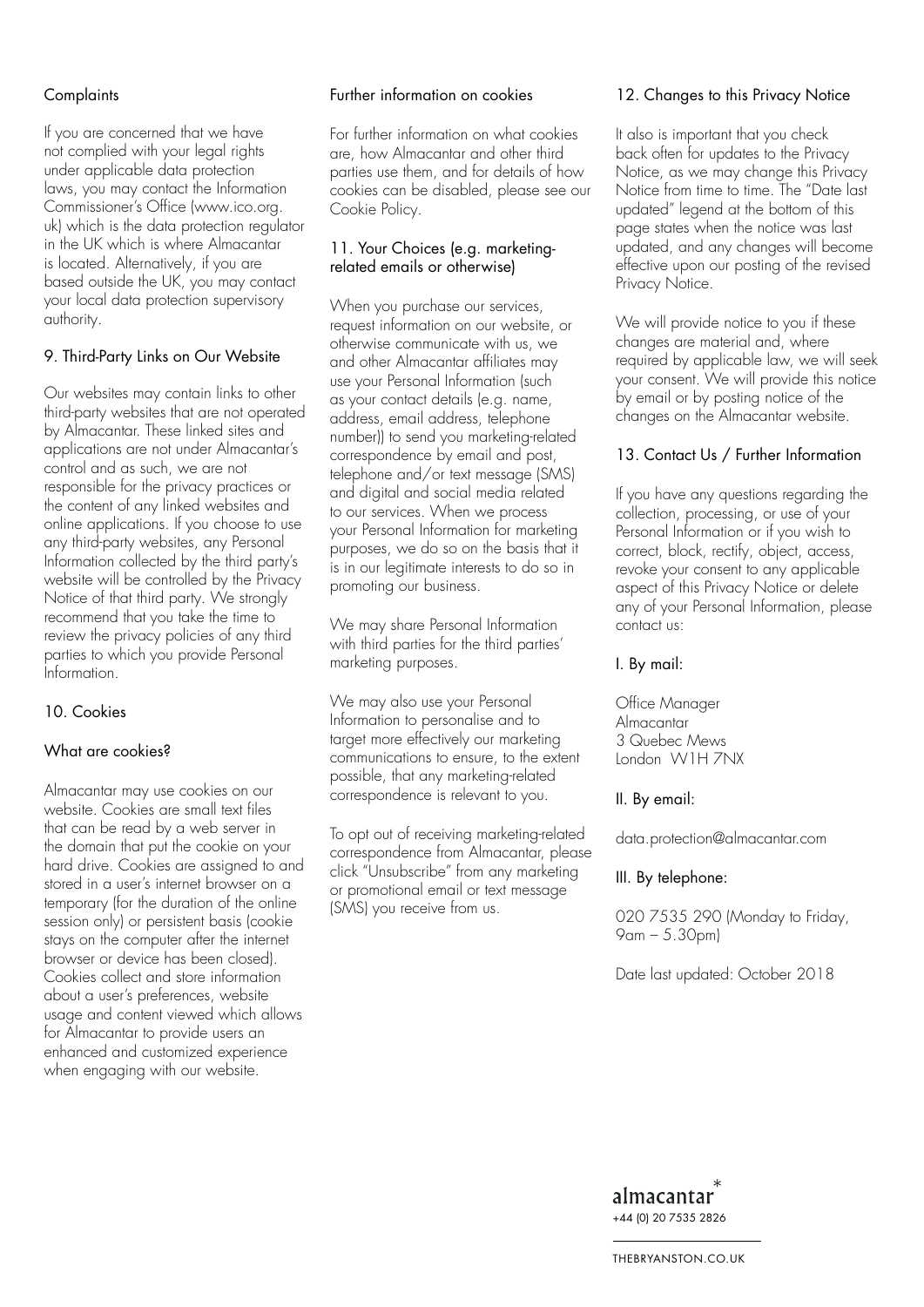## Complaints

If you are concerned that we have not complied with your legal rights under applicable data protection laws, you may contact the Information Commissioner's Office (www.ico.org.uk) which is the data protection regulator in the UK which is where Almacantar is located. Alternatively, if you are based outside the UK, you may contact your local data protection supervisory authority.

## 9. Third-Party Links on Our Website

Our websites may contain links to other third-party websites that are not operated by Almacantar. These linked sites and applications are not under Almacantar's control and as such, we are not responsible for the privacy practices or the content of any linked websites and online applications. If you choose to use any third-party websites, any Personal Information collected by the third party's website will be controlled by the Privacy Notice of that third party. We strongly recommend that you take the time to review the privacy policies of any third parties to which you provide Personal Information.

## 10. Cookies

### What are cookies?

Almacantar may use cookies on our website. Cookies are small text files that can be read by a web server in the domain that put the cookie on your hard drive. Cookies are assigned to and stored in a user's internet browser on a temporary (for the duration of the online session only) or persistent basis (cookie stays on the computer after the internet browser or device has been closed). Cookies collect and store information about a user's preferences, website usage and content viewed which allows for Almacantar to provide users an enhanced and customized experience when engaging with our website.

### Further information on cookies

For further information on what cookies are, how Almacantar and other third parties use them, and for details of how cookies can be disabled, please see our Cookie Policy.

## 11. Your Choices (e.g. marketing-related emails or otherwise)

When you purchase our services, request information on our website, or otherwise communicate with us, we and other Almacantar affiliates may use your Personal Information (such as your contact details (e.g. name, address, email address, telephone number)) to send you marketing-related correspondence by email and post, telephone and/or text message (SMS) and digital and social media related to our services. When we process your Personal Information for marketing purposes, we do so on the basis that it is in our legitimate interests to do so in promoting our business.

We may share Personal Information with third parties for the third parties' marketing purposes.

We may also use your Personal Information to personalise and to target more effectively our marketing communications to ensure, to the extent possible, that any marketing-related correspondence is relevant to you.

To opt out of receiving marketing-related correspondence from Almacantar, please click "Unsubscribe" from any marketing or promotional email or text message (SMS) you receive from us.

## 12. Changes to this Privacy Notice

It also is important that you check back often for updates to the Privacy Notice, as we may change this Privacy Notice from time to time. The "Date last updated" legend at the bottom of this page states when the notice was last updated, and any changes will become effective upon our posting of the revised Privacy Notice.

We will provide notice to you if these changes are material and, where required by applicable law, we will seek your consent. We will provide this notice by email or by posting notice of the changes on the Almacantar website.

## 13. Contact Us / Further Information

If you have any questions regarding the collection, processing, or use of your Personal Information or if you wish to correct, block, rectify, object, access, revoke your consent to any applicable aspect of this Privacy Notice or delete any of your Personal Information, please contact us:

I. By mail:

Office Manager
Almacantar
3 Quebec Mews
London W1H 7NX

II. By email:

data.protection@almacantar.com

III. By telephone:

020 7535 290 (Monday to Friday, 9am – 5.30pm)

Date last updated: October 2018

almacantar*
+44 (0) 20 7535 2826

THEBRYANSTON.CO.UK